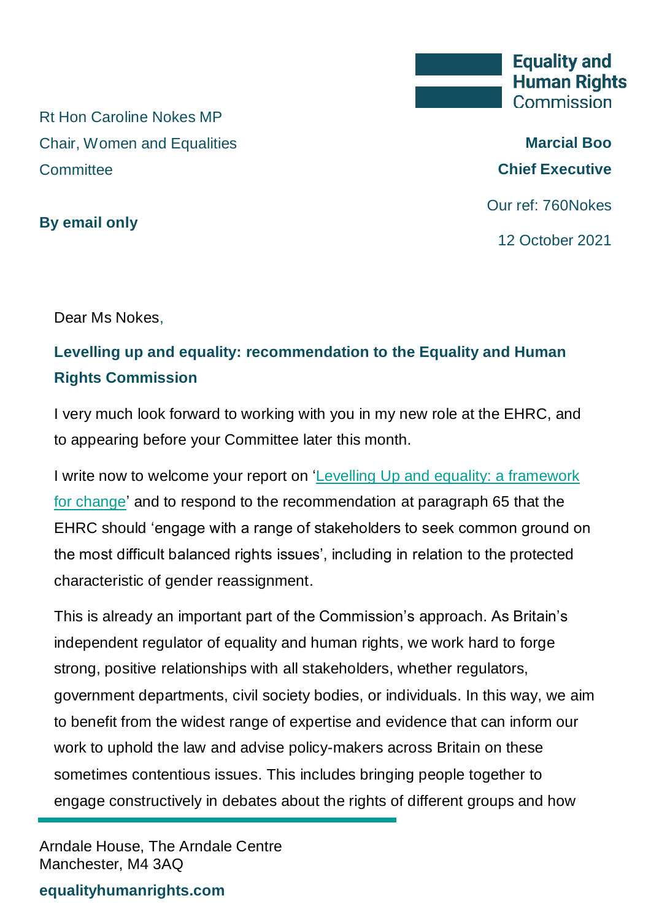Equality and Human Rights Commission

Rt Hon Caroline Nokes MP
Chair, Women and Equalities Committee

**By email only**

**Marcial Boo**
**Chief Executive**

Our ref: 760Nokes

12 October 2021

Dear Ms Nokes,

**Levelling up and equality: recommendation to the Equality and Human Rights Commission**

I very much look forward to working with you in my new role at the EHRC, and to appearing before your Committee later this month.

I write now to welcome your report on '[Levelling Up and equality: a framework for change]()' and to respond to the recommendation at paragraph 65 that the EHRC should 'engage with a range of stakeholders to seek common ground on the most difficult balanced rights issues', including in relation to the protected characteristic of gender reassignment.

This is already an important part of the Commission's approach. As Britain's independent regulator of equality and human rights, we work hard to forge strong, positive relationships with all stakeholders, whether regulators, government departments, civil society bodies, or individuals. In this way, we aim to benefit from the widest range of expertise and evidence that can inform our work to uphold the law and advise policy-makers across Britain on these sometimes contentious issues. This includes bringing people together to engage constructively in debates about the rights of different groups and how

Arndale House, The Arndale Centre
Manchester, M4 3AQ

**equalityhumanrights.com**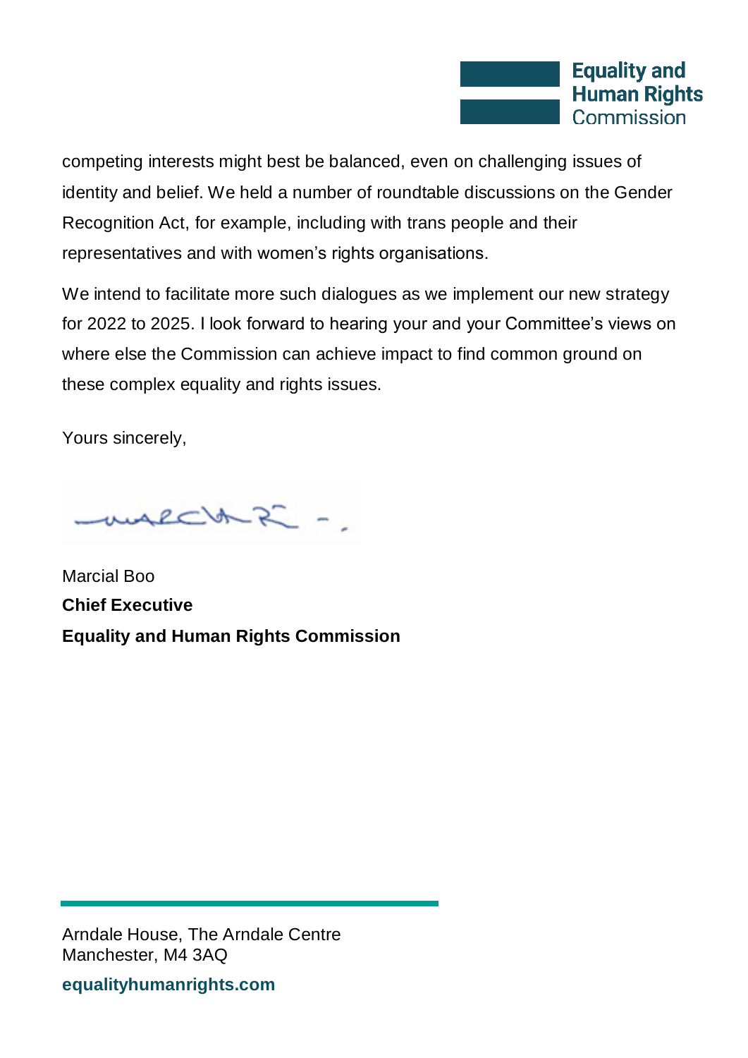competing interests might best be balanced, even on challenging issues of identity and belief. We held a number of roundtable discussions on the Gender Recognition Act, for example, including with trans people and their representatives and with women's rights organisations.

We intend to facilitate more such dialogues as we implement our new strategy for 2022 to 2025. I look forward to hearing your and your Committee's views on where else the Commission can achieve impact to find common ground on these complex equality and rights issues.

Yours sincerely,

Marcial Boo
**Chief Executive**
**Equality and Human Rights Commission**

Arndale House, The Arndale Centre
Manchester, M4 3AQ

**equalityhumanrights.com**